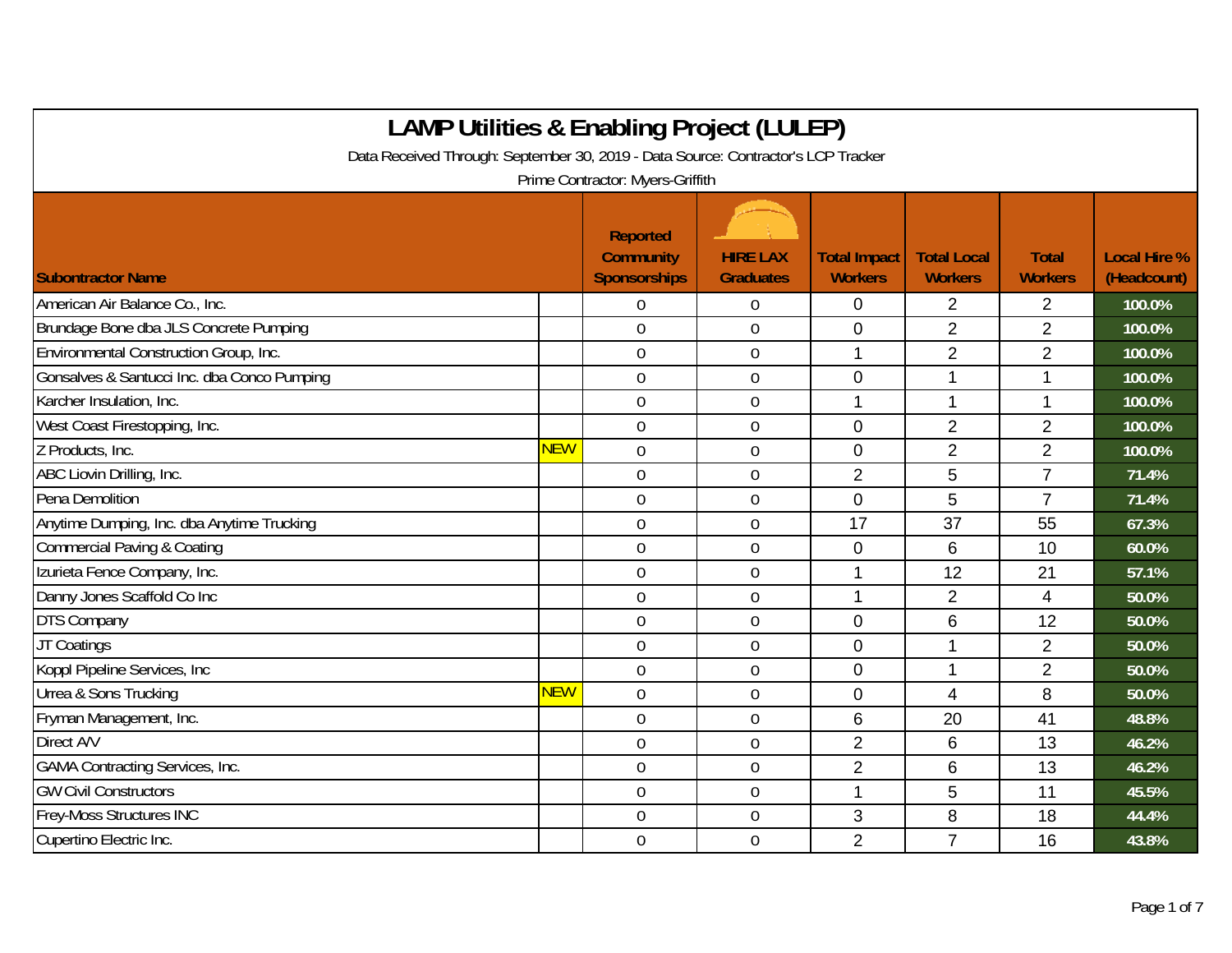# LAMP Utilities & Enabling Project (LULEP)

Data Received Through: September 30, 2019 - Data Source: Contractor's LCP Tracker

Prime Contractor: Myers-Griffith

| Subontractor Name | | Reported Community Sponsorships | HIRE LAX Graduates | Total Impact Workers | Total Local Workers | Total Workers | Local Hire % (Headcount) |
|---|---|---|---|---|---|---|---|
| American Air Balance Co., Inc. | | 0 | 0 | 0 | 2 | 2 | 100.0% |
| Brundage Bone dba JLS Concrete Pumping | | 0 | 0 | 0 | 2 | 2 | 100.0% |
| Environmental Construction Group, Inc. | | 0 | 0 | 1 | 2 | 2 | 100.0% |
| Gonsalves & Santucci Inc. dba Conco Pumping | | 0 | 0 | 0 | 1 | 1 | 100.0% |
| Karcher Insulation, Inc. | | 0 | 0 | 1 | 1 | 1 | 100.0% |
| West Coast Firestopping, Inc. | | 0 | 0 | 0 | 2 | 2 | 100.0% |
| Z Products, Inc. | NEW | 0 | 0 | 0 | 2 | 2 | 100.0% |
| ABC Liovin Drilling, Inc. | | 0 | 0 | 2 | 5 | 7 | 71.4% |
| Pena Demolition | | 0 | 0 | 0 | 5 | 7 | 71.4% |
| Anytime Dumping, Inc. dba Anytime Trucking | | 0 | 0 | 17 | 37 | 55 | 67.3% |
| Commercial Paving & Coating | | 0 | 0 | 0 | 6 | 10 | 60.0% |
| Izurieta Fence Company, Inc. | | 0 | 0 | 1 | 12 | 21 | 57.1% |
| Danny Jones Scaffold Co Inc | | 0 | 0 | 1 | 2 | 4 | 50.0% |
| DTS Company | | 0 | 0 | 0 | 6 | 12 | 50.0% |
| JT Coatings | | 0 | 0 | 0 | 1 | 2 | 50.0% |
| Koppl Pipeline Services, Inc | | 0 | 0 | 0 | 1 | 2 | 50.0% |
| Urrea & Sons Trucking | NEW | 0 | 0 | 0 | 4 | 8 | 50.0% |
| Fryman Management, Inc. | | 0 | 0 | 6 | 20 | 41 | 48.8% |
| Direct A/V | | 0 | 0 | 2 | 6 | 13 | 46.2% |
| GAMA Contracting Services, Inc. | | 0 | 0 | 2 | 6 | 13 | 46.2% |
| GW Civil Constructors | | 0 | 0 | 1 | 5 | 11 | 45.5% |
| Frey-Moss Structures INC | | 0 | 0 | 3 | 8 | 18 | 44.4% |
| Cupertino Electric Inc. | | 0 | 0 | 2 | 7 | 16 | 43.8% |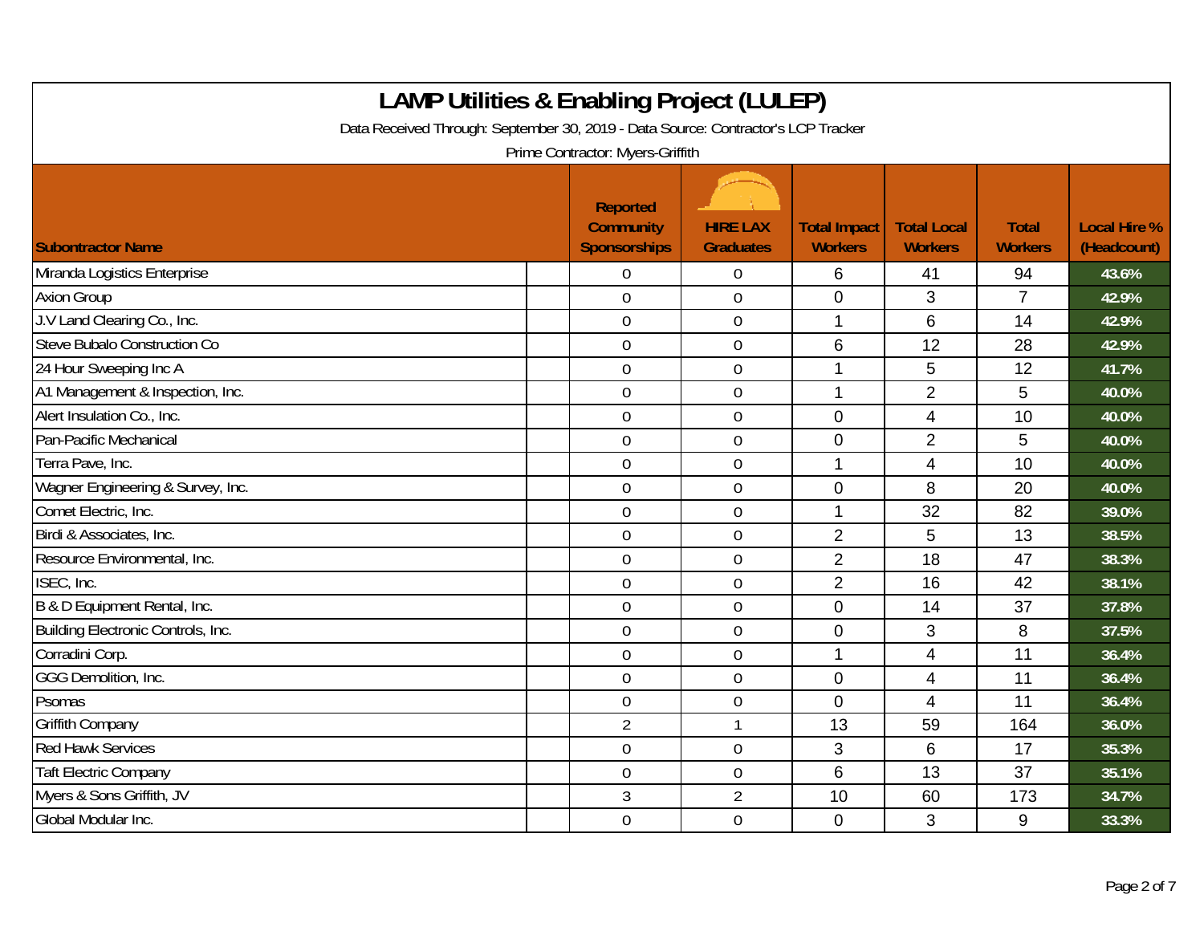# LAMP Utilities & Enabling Project (LULEP)

Data Received Through: September 30, 2019 - Data Source: Contractor's LCP Tracker

Prime Contractor: Myers-Griffith

| Subontractor Name | Reported Community Sponsorships | HIRE LAX Graduates | Total Impact Workers | Total Local Workers | Total Workers | Local Hire % (Headcount) |
|---|---|---|---|---|---|---|
| Miranda Logistics Enterprise | 0 | 0 | 6 | 41 | 94 | 43.6% |
| Axion Group | 0 | 0 | 0 | 3 | 7 | 42.9% |
| J.V Land Clearing Co., Inc. | 0 | 0 | 1 | 6 | 14 | 42.9% |
| Steve Bubalo Construction Co | 0 | 0 | 6 | 12 | 28 | 42.9% |
| 24 Hour Sweeping Inc A | 0 | 0 | 1 | 5 | 12 | 41.7% |
| A1 Management & Inspection, Inc. | 0 | 0 | 1 | 2 | 5 | 40.0% |
| Alert Insulation Co., Inc. | 0 | 0 | 0 | 4 | 10 | 40.0% |
| Pan-Pacific Mechanical | 0 | 0 | 0 | 2 | 5 | 40.0% |
| Terra Pave, Inc. | 0 | 0 | 1 | 4 | 10 | 40.0% |
| Wagner Engineering & Survey, Inc. | 0 | 0 | 0 | 8 | 20 | 40.0% |
| Comet Electric, Inc. | 0 | 0 | 1 | 32 | 82 | 39.0% |
| Birdi & Associates, Inc. | 0 | 0 | 2 | 5 | 13 | 38.5% |
| Resource Environmental, Inc. | 0 | 0 | 2 | 18 | 47 | 38.3% |
| ISEC, Inc. | 0 | 0 | 2 | 16 | 42 | 38.1% |
| B & D Equipment Rental, Inc. | 0 | 0 | 0 | 14 | 37 | 37.8% |
| Building Electronic Controls, Inc. | 0 | 0 | 0 | 3 | 8 | 37.5% |
| Corradini Corp. | 0 | 0 | 1 | 4 | 11 | 36.4% |
| GGG Demolition, Inc. | 0 | 0 | 0 | 4 | 11 | 36.4% |
| Psomas | 0 | 0 | 0 | 4 | 11 | 36.4% |
| Griffith Company | 2 | 1 | 13 | 59 | 164 | 36.0% |
| Red Hawk Services | 0 | 0 | 3 | 6 | 17 | 35.3% |
| Taft Electric Company | 0 | 0 | 6 | 13 | 37 | 35.1% |
| Myers & Sons Griffith, JV | 3 | 2 | 10 | 60 | 173 | 34.7% |
| Global Modular Inc. | 0 | 0 | 0 | 3 | 9 | 33.3% |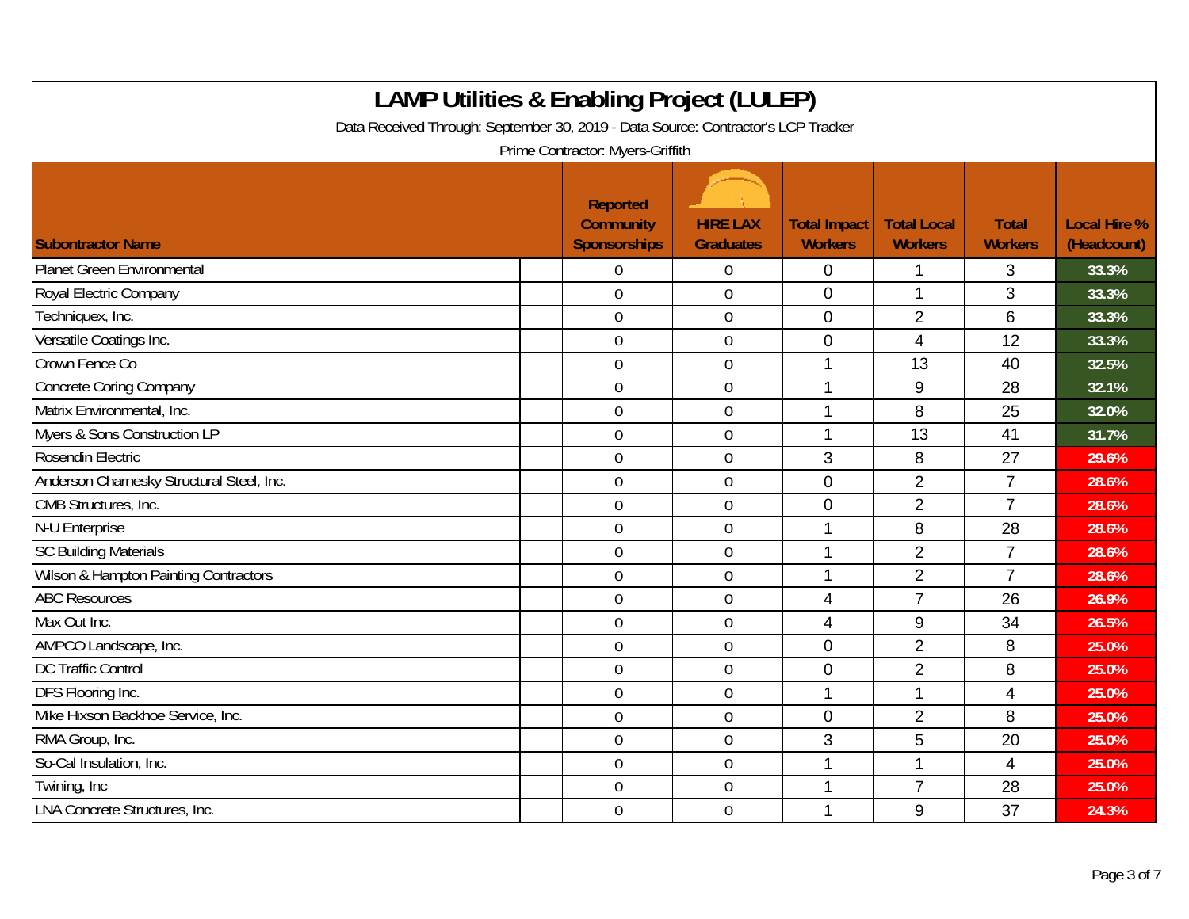# LAMP Utilities & Enabling Project (LULEP)

Data Received Through: September 30, 2019 - Data Source: Contractor's LCP Tracker

Prime Contractor: Myers-Griffith

| Subontractor Name | Reported Community Sponsorships | HIRE LAX Graduates | Total Impact Workers | Total Local Workers | Total Workers | Local Hire % (Headcount) |
|---|---|---|---|---|---|---|
| Planet Green Environmental | 0 | 0 | 0 | 1 | 3 | 33.3% |
| Royal Electric Company | 0 | 0 | 0 | 1 | 3 | 33.3% |
| Techniquex, Inc. | 0 | 0 | 0 | 2 | 6 | 33.3% |
| Versatile Coatings Inc. | 0 | 0 | 0 | 4 | 12 | 33.3% |
| Crown Fence Co | 0 | 0 | 1 | 13 | 40 | 32.5% |
| Concrete Coring Company | 0 | 0 | 1 | 9 | 28 | 32.1% |
| Matrix Environmental, Inc. | 0 | 0 | 1 | 8 | 25 | 32.0% |
| Myers & Sons Construction LP | 0 | 0 | 1 | 13 | 41 | 31.7% |
| Rosendin Electric | 0 | 0 | 3 | 8 | 27 | 29.6% |
| Anderson Charnesky Structural Steel, Inc. | 0 | 0 | 0 | 2 | 7 | 28.6% |
| CMB Structures, Inc. | 0 | 0 | 0 | 2 | 7 | 28.6% |
| N-U Enterprise | 0 | 0 | 1 | 8 | 28 | 28.6% |
| SC Building Materials | 0 | 0 | 1 | 2 | 7 | 28.6% |
| Wilson & Hampton Painting Contractors | 0 | 0 | 1 | 2 | 7 | 28.6% |
| ABC Resources | 0 | 0 | 4 | 7 | 26 | 26.9% |
| Max Out Inc. | 0 | 0 | 4 | 9 | 34 | 26.5% |
| AMPCO Landscape, Inc. | 0 | 0 | 0 | 2 | 8 | 25.0% |
| DC Traffic Control | 0 | 0 | 0 | 2 | 8 | 25.0% |
| DFS Flooring Inc. | 0 | 0 | 1 | 1 | 4 | 25.0% |
| Mike Hixson Backhoe Service, Inc. | 0 | 0 | 0 | 2 | 8 | 25.0% |
| RMA Group, Inc. | 0 | 0 | 3 | 5 | 20 | 25.0% |
| So-Cal Insulation, Inc. | 0 | 0 | 1 | 1 | 4 | 25.0% |
| Twining, Inc | 0 | 0 | 1 | 7 | 28 | 25.0% |
| LNA Concrete Structures, Inc. | 0 | 0 | 1 | 9 | 37 | 24.3% |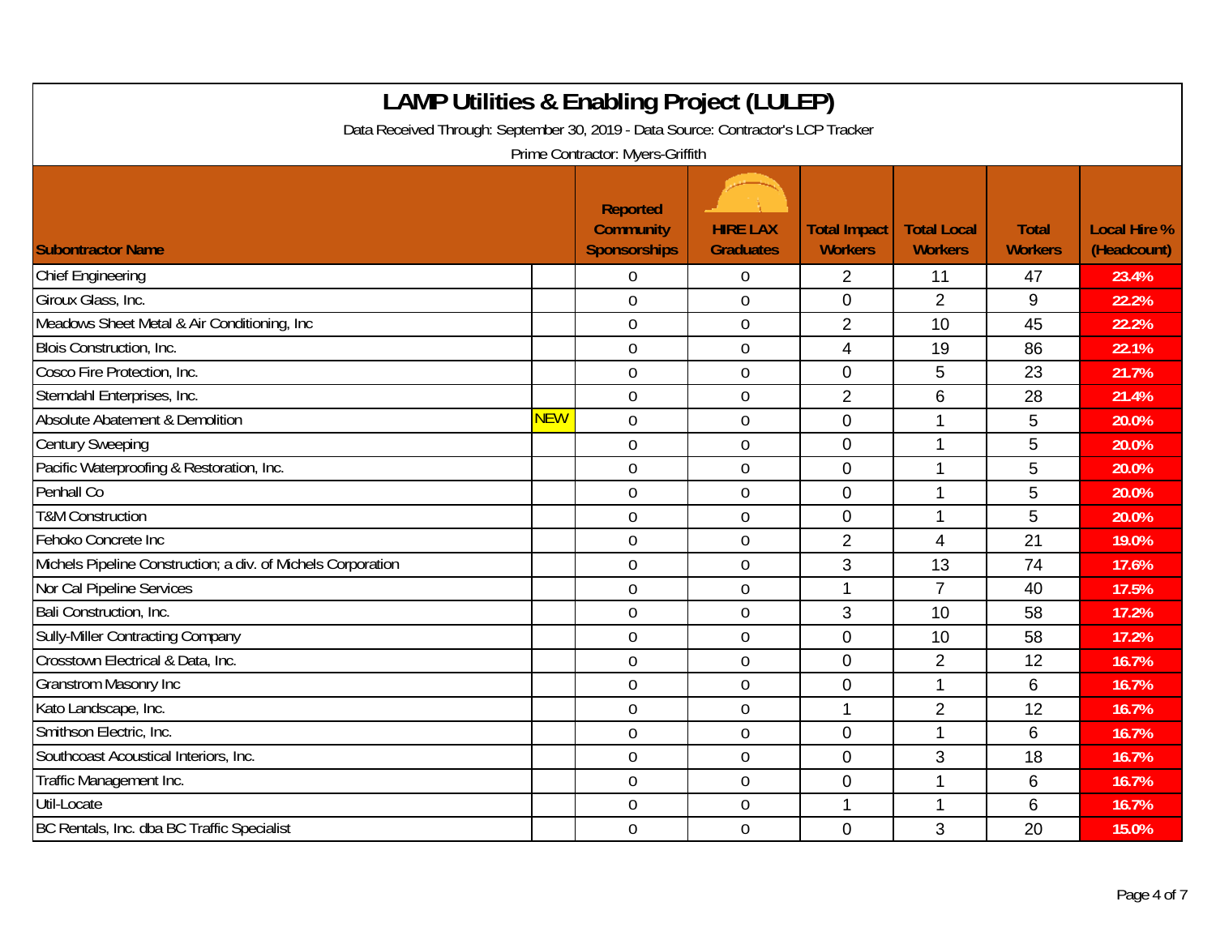# LAMP Utilities & Enabling Project (LULEP)

Data Received Through: September 30, 2019 - Data Source: Contractor's LCP Tracker

Prime Contractor: Myers-Griffith

| Subontractor Name | | Reported Community Sponsorships | HIRE LAX Graduates | Total Impact Workers | Total Local Workers | Total Workers | Local Hire % (Headcount) |
|---|---|---|---|---|---|---|---|
| Chief Engineering | | 0 | 0 | 2 | 11 | 47 | 23.4% |
| Giroux Glass, Inc. | | 0 | 0 | 0 | 2 | 9 | 22.2% |
| Meadows Sheet Metal & Air Conditioning, Inc | | 0 | 0 | 2 | 10 | 45 | 22.2% |
| Blois Construction, Inc. | | 0 | 0 | 4 | 19 | 86 | 22.1% |
| Cosco Fire Protection, Inc. | | 0 | 0 | 0 | 5 | 23 | 21.7% |
| Sterndahl Enterprises, Inc. | | 0 | 0 | 2 | 6 | 28 | 21.4% |
| Absolute Abatement & Demolition | NEW | 0 | 0 | 0 | 1 | 5 | 20.0% |
| Century Sweeping | | 0 | 0 | 0 | 1 | 5 | 20.0% |
| Pacific Waterproofing & Restoration, Inc. | | 0 | 0 | 0 | 1 | 5 | 20.0% |
| Penhall Co | | 0 | 0 | 0 | 1 | 5 | 20.0% |
| T&M Construction | | 0 | 0 | 0 | 1 | 5 | 20.0% |
| Fehoko Concrete Inc | | 0 | 0 | 2 | 4 | 21 | 19.0% |
| Michels Pipeline Construction; a div. of Michels Corporation | | 0 | 0 | 3 | 13 | 74 | 17.6% |
| Nor Cal Pipeline Services | | 0 | 0 | 1 | 7 | 40 | 17.5% |
| Bali Construction, Inc. | | 0 | 0 | 3 | 10 | 58 | 17.2% |
| Sully-Miller Contracting Company | | 0 | 0 | 0 | 10 | 58 | 17.2% |
| Crosstown Electrical & Data, Inc. | | 0 | 0 | 0 | 2 | 12 | 16.7% |
| Granstrom Masonry Inc | | 0 | 0 | 0 | 1 | 6 | 16.7% |
| Kato Landscape, Inc. | | 0 | 0 | 1 | 2 | 12 | 16.7% |
| Smithson Electric, Inc. | | 0 | 0 | 0 | 1 | 6 | 16.7% |
| Southcoast Acoustical Interiors, Inc. | | 0 | 0 | 0 | 3 | 18 | 16.7% |
| Traffic Management Inc. | | 0 | 0 | 0 | 1 | 6 | 16.7% |
| Util-Locate | | 0 | 0 | 1 | 1 | 6 | 16.7% |
| BC Rentals, Inc. dba BC Traffic Specialist | | 0 | 0 | 0 | 3 | 20 | 15.0% |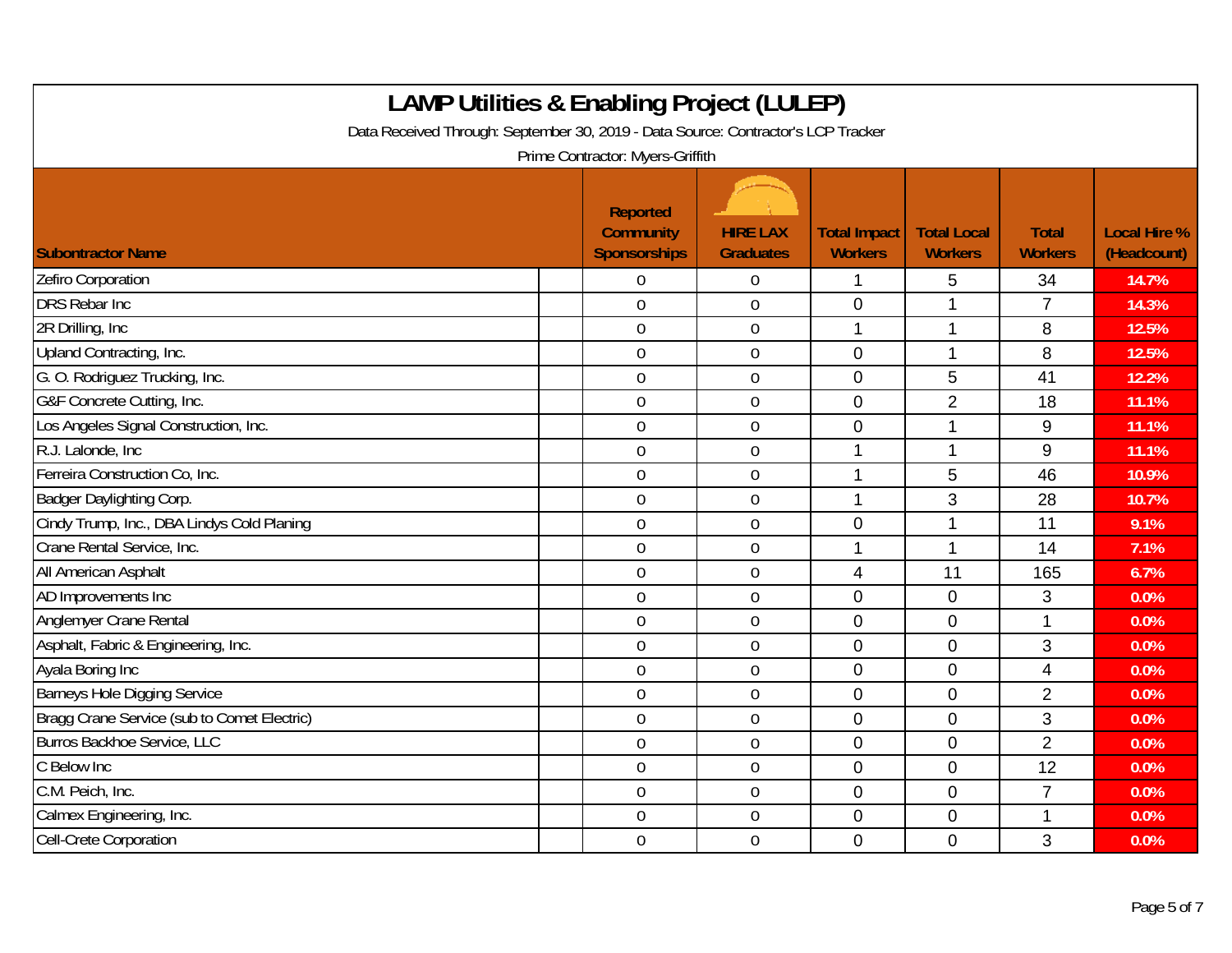# LAMP Utilities & Enabling Project (LULEP)

Data Received Through: September 30, 2019 - Data Source: Contractor's LCP Tracker

Prime Contractor: Myers-Griffith

| Subontractor Name | Reported Community Sponsorships | HIRE LAX Graduates | Total Impact Workers | Total Local Workers | Total Workers | Local Hire % (Headcount) |
|---|---|---|---|---|---|---|
| Zefiro Corporation | 0 | 0 | 1 | 5 | 34 | 14.7% |
| DRS Rebar Inc | 0 | 0 | 0 | 1 | 7 | 14.3% |
| 2R Drilling, Inc | 0 | 0 | 1 | 1 | 8 | 12.5% |
| Upland Contracting, Inc. | 0 | 0 | 0 | 1 | 8 | 12.5% |
| G. O. Rodriguez Trucking, Inc. | 0 | 0 | 0 | 5 | 41 | 12.2% |
| G&F Concrete Cutting, Inc. | 0 | 0 | 0 | 2 | 18 | 11.1% |
| Los Angeles Signal Construction, Inc. | 0 | 0 | 0 | 1 | 9 | 11.1% |
| R.J. Lalonde, Inc | 0 | 0 | 1 | 1 | 9 | 11.1% |
| Ferreira Construction Co, Inc. | 0 | 0 | 1 | 5 | 46 | 10.9% |
| Badger Daylighting Corp. | 0 | 0 | 1 | 3 | 28 | 10.7% |
| Cindy Trump, Inc., DBA Lindys Cold Planing | 0 | 0 | 0 | 1 | 11 | 9.1% |
| Crane Rental Service, Inc. | 0 | 0 | 1 | 1 | 14 | 7.1% |
| All American Asphalt | 0 | 0 | 4 | 11 | 165 | 6.7% |
| AD Improvements Inc | 0 | 0 | 0 | 0 | 3 | 0.0% |
| Anglemyer Crane Rental | 0 | 0 | 0 | 0 | 1 | 0.0% |
| Asphalt, Fabric & Engineering, Inc. | 0 | 0 | 0 | 0 | 3 | 0.0% |
| Ayala Boring Inc | 0 | 0 | 0 | 0 | 4 | 0.0% |
| Barneys Hole Digging Service | 0 | 0 | 0 | 0 | 2 | 0.0% |
| Bragg Crane Service (sub to Comet Electric) | 0 | 0 | 0 | 0 | 3 | 0.0% |
| Burros Backhoe Service, LLC | 0 | 0 | 0 | 0 | 2 | 0.0% |
| C Below Inc | 0 | 0 | 0 | 0 | 12 | 0.0% |
| C.M. Peich, Inc. | 0 | 0 | 0 | 0 | 7 | 0.0% |
| Calmex Engineering, Inc. | 0 | 0 | 0 | 0 | 1 | 0.0% |
| Cell-Crete Corporation | 0 | 0 | 0 | 0 | 3 | 0.0% |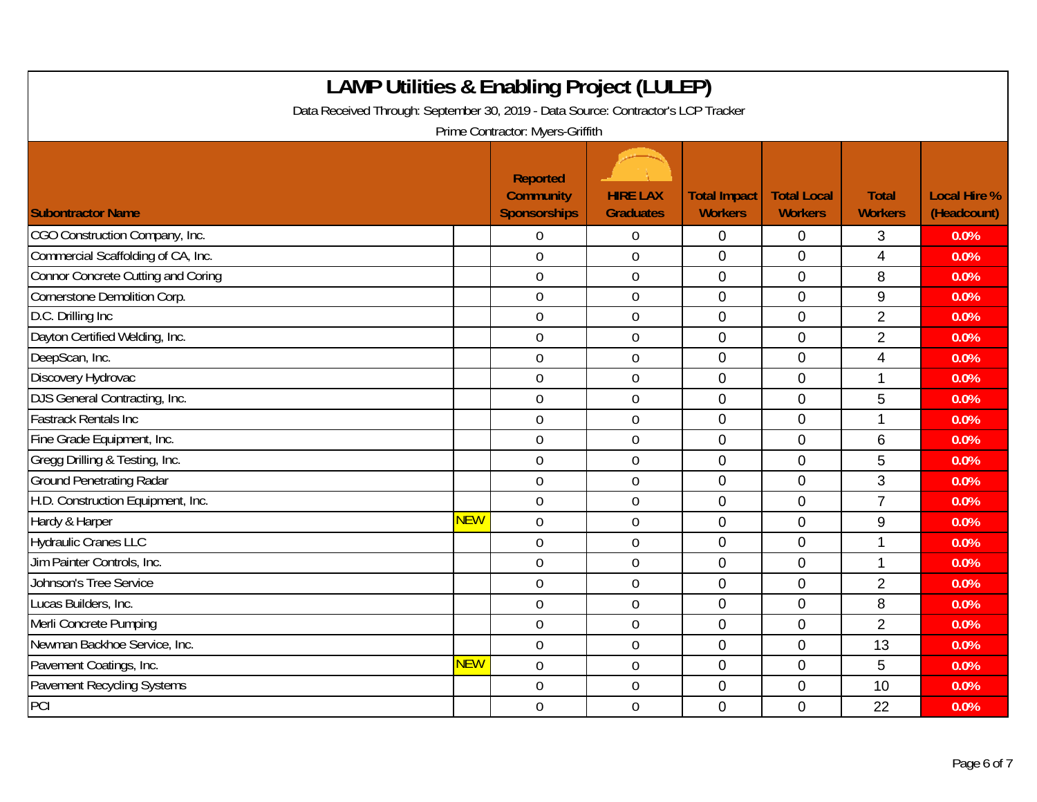# LAMP Utilities & Enabling Project (LULEP)

Data Received Through: September 30, 2019 - Data Source: Contractor's LCP Tracker

Prime Contractor: Myers-Griffith

| Subontractor Name | | Reported Community Sponsorships | HIRE LAX Graduates | Total Impact Workers | Total Local Workers | Total Workers | Local Hire % (Headcount) |
|---|---|---|---|---|---|---|---|
| CGO Construction Company, Inc. | | 0 | 0 | 0 | 0 | 3 | 0.0% |
| Commercial Scaffolding of CA, Inc. | | 0 | 0 | 0 | 0 | 4 | 0.0% |
| Connor Concrete Cutting and Coring | | 0 | 0 | 0 | 0 | 8 | 0.0% |
| Cornerstone Demolition Corp. | | 0 | 0 | 0 | 0 | 9 | 0.0% |
| D.C. Drilling Inc | | 0 | 0 | 0 | 0 | 2 | 0.0% |
| Dayton Certified Welding, Inc. | | 0 | 0 | 0 | 0 | 2 | 0.0% |
| DeepScan, Inc. | | 0 | 0 | 0 | 0 | 4 | 0.0% |
| Discovery Hydrovac | | 0 | 0 | 0 | 0 | 1 | 0.0% |
| DJS General Contracting, Inc. | | 0 | 0 | 0 | 0 | 5 | 0.0% |
| Fastrack Rentals Inc | | 0 | 0 | 0 | 0 | 1 | 0.0% |
| Fine Grade Equipment, Inc. | | 0 | 0 | 0 | 0 | 6 | 0.0% |
| Gregg Drilling & Testing, Inc. | | 0 | 0 | 0 | 0 | 5 | 0.0% |
| Ground Penetrating Radar | | 0 | 0 | 0 | 0 | 3 | 0.0% |
| H.D. Construction Equipment, Inc. | | 0 | 0 | 0 | 0 | 7 | 0.0% |
| Hardy & Harper | NEW | 0 | 0 | 0 | 0 | 9 | 0.0% |
| Hydraulic Cranes LLC | | 0 | 0 | 0 | 0 | 1 | 0.0% |
| Jim Painter Controls, Inc. | | 0 | 0 | 0 | 0 | 1 | 0.0% |
| Johnson's Tree Service | | 0 | 0 | 0 | 0 | 2 | 0.0% |
| Lucas Builders, Inc. | | 0 | 0 | 0 | 0 | 8 | 0.0% |
| Merli Concrete Pumping | | 0 | 0 | 0 | 0 | 2 | 0.0% |
| Newman Backhoe Service, Inc. | | 0 | 0 | 0 | 0 | 13 | 0.0% |
| Pavement Coatings, Inc. | NEW | 0 | 0 | 0 | 0 | 5 | 0.0% |
| Pavement Recycling Systems | | 0 | 0 | 0 | 0 | 10 | 0.0% |
| PCI | | 0 | 0 | 0 | 0 | 22 | 0.0% |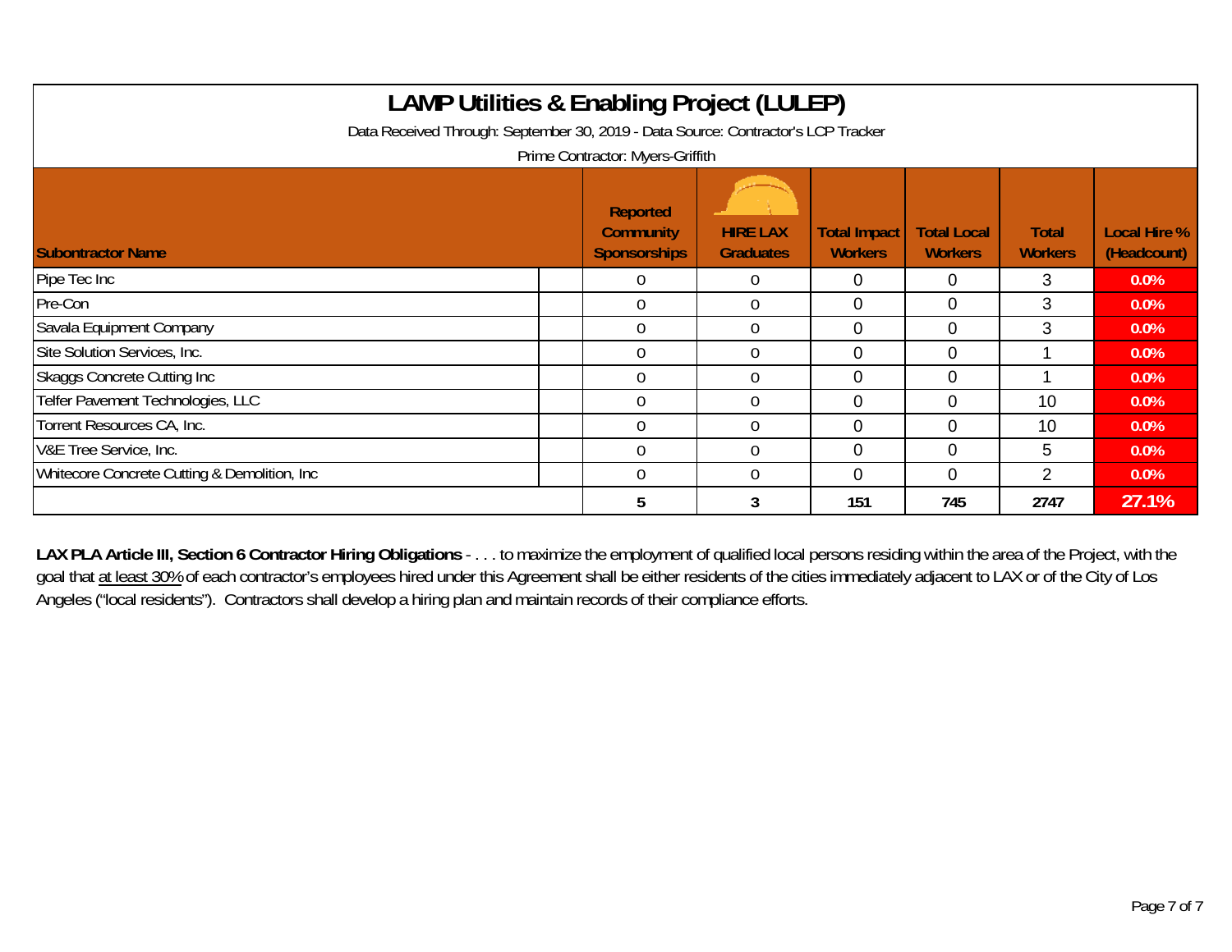# LAMP Utilities & Enabling Project (LULEP)

Data Received Through: September 30, 2019 - Data Source: Contractor's LCP Tracker

Prime Contractor: Myers-Griffith

| Subontractor Name | | Reported Community Sponsorships | HIRE LAX Graduates | Total Impact Workers | Total Local Workers | Total Workers | Local Hire % (Headcount) |
|---|---|---|---|---|---|---|---|
| Pipe Tec Inc | | 0 | 0 | 0 | 0 | 3 | 0.0% |
| Pre-Con | | 0 | 0 | 0 | 0 | 3 | 0.0% |
| Savala Equipment Company | | 0 | 0 | 0 | 0 | 3 | 0.0% |
| Site Solution Services, Inc. | | 0 | 0 | 0 | 0 | 1 | 0.0% |
| Skaggs Concrete Cutting Inc | | 0 | 0 | 0 | 0 | 1 | 0.0% |
| Telfer Pavement Technologies, LLC | | 0 | 0 | 0 | 0 | 10 | 0.0% |
| Torrent Resources CA, Inc. | | 0 | 0 | 0 | 0 | 10 | 0.0% |
| V&E Tree Service, Inc. | | 0 | 0 | 0 | 0 | 5 | 0.0% |
| Whitecore Concrete Cutting & Demolition, Inc | | 0 | 0 | 0 | 0 | 2 | 0.0% |
| | | 5 | 3 | 151 | 745 | 2747 | 27.1% |

**LAX PLA Article III, Section 6 Contractor Hiring Obligations** - . . . to maximize the employment of qualified local persons residing within the area of the Project, with the goal that at least 30% of each contractor's employees hired under this Agreement shall be either residents of the cities immediately adjacent to LAX or of the City of Los Angeles ("local residents"). Contractors shall develop a hiring plan and maintain records of their compliance efforts.